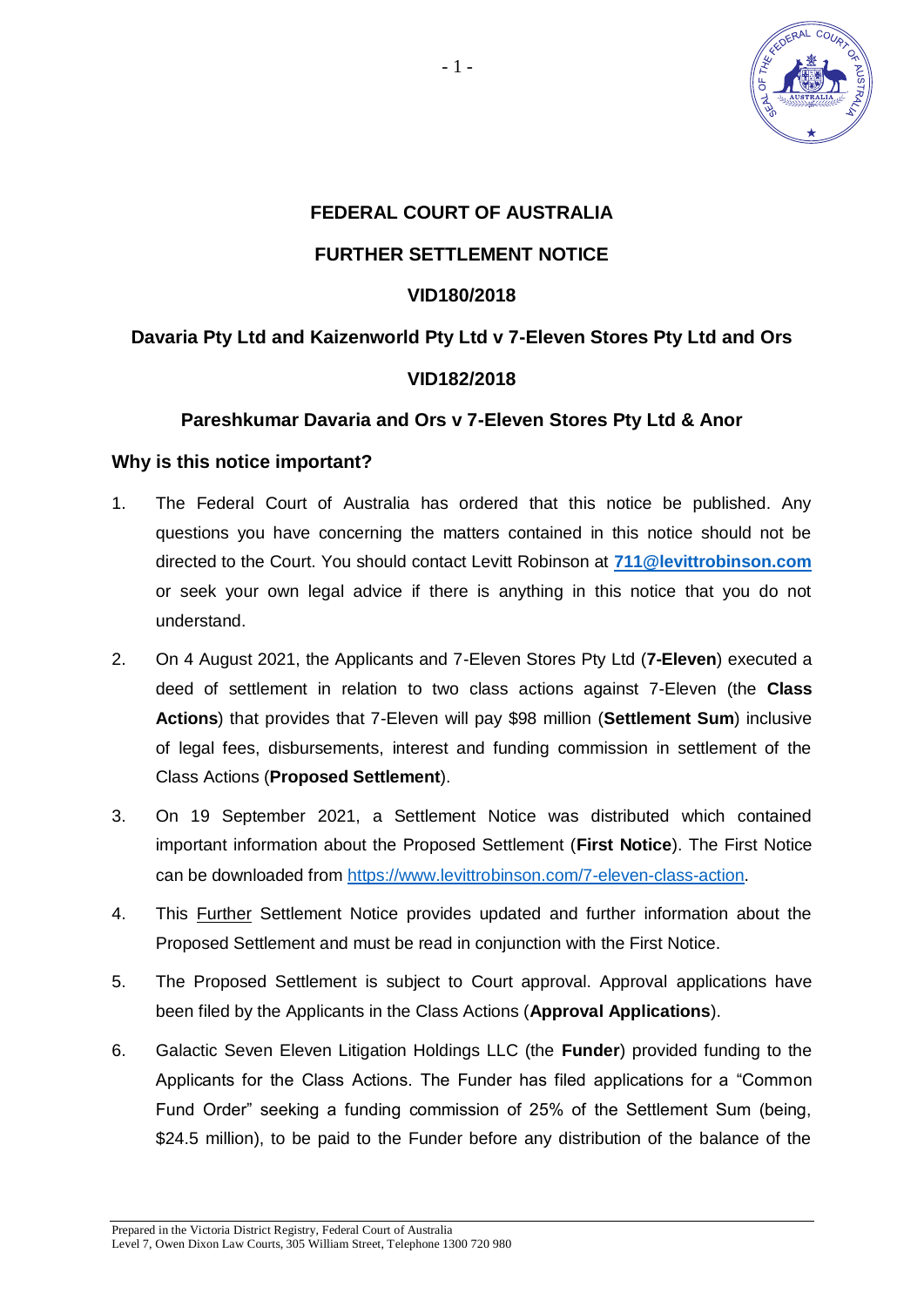# FEDERAL COURT OF AUSTRALIA

## FURTHER SETTLEMENT NOTICE

## VID180/2018

## Davaria Pty Ltd and Kaizenworld Pty Ltd v 7-Eleven Stores Pty Ltd and Ors

## VID182/2018

## Pareshkumar Davaria and Ors v 7-Eleven Stores Pty Ltd & Anor

### Why is this notice important?

1. The Federal Court of Australia has ordered that this notice be published. Any questions you have concerning the matters contained in this notice should not be directed to the Court. You should contact Levitt Robinson at **711@levittrobinson.com** or seek your own legal advice if there is anything in this notice that you do not understand.

2. On 4 August 2021, the Applicants and 7-Eleven Stores Pty Ltd (**7-Eleven**) executed a deed of settlement in relation to two class actions against 7-Eleven (the **Class Actions**) that provides that 7-Eleven will pay $98 million (**Settlement Sum**) inclusive of legal fees, disbursements, interest and funding commission in settlement of the Class Actions (**Proposed Settlement**).

3. On 19 September 2021, a Settlement Notice was distributed which contained important information about the Proposed Settlement (**First Notice**). The First Notice can be downloaded from https://www.levittrobinson.com/7-eleven-class-action.

4. This Further Settlement Notice provides updated and further information about the Proposed Settlement and must be read in conjunction with the First Notice.

5. The Proposed Settlement is subject to Court approval. Approval applications have been filed by the Applicants in the Class Actions (**Approval Applications**).

6. Galactic Seven Eleven Litigation Holdings LLC (the **Funder**) provided funding to the Applicants for the Class Actions. The Funder has filed applications for a "Common Fund Order" seeking a funding commission of 25% of the Settlement Sum (being, $24.5 million), to be paid to the Funder before any distribution of the balance of the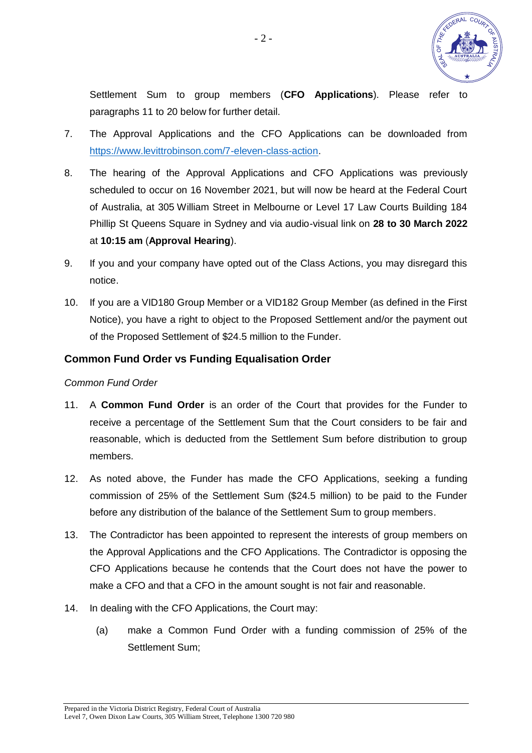Settlement Sum to group members (**CFO Applications**). Please refer to paragraphs 11 to 20 below for further detail.

7. The Approval Applications and the CFO Applications can be downloaded from https://www.levittrobinson.com/7-eleven-class-action.

8. The hearing of the Approval Applications and CFO Applications was previously scheduled to occur on 16 November 2021, but will now be heard at the Federal Court of Australia, at 305 William Street in Melbourne or Level 17 Law Courts Building 184 Phillip St Queens Square in Sydney and via audio-visual link on **28 to 30 March 2022** at **10:15 am** (**Approval Hearing**).

9. If you and your company have opted out of the Class Actions, you may disregard this notice.

10. If you are a VID180 Group Member or a VID182 Group Member (as defined in the First Notice), you have a right to object to the Proposed Settlement and/or the payment out of the Proposed Settlement of $24.5 million to the Funder.

## Common Fund Order vs Funding Equalisation Order

*Common Fund Order*

11. A **Common Fund Order** is an order of the Court that provides for the Funder to receive a percentage of the Settlement Sum that the Court considers to be fair and reasonable, which is deducted from the Settlement Sum before distribution to group members.

12. As noted above, the Funder has made the CFO Applications, seeking a funding commission of 25% of the Settlement Sum ($24.5 million) to be paid to the Funder before any distribution of the balance of the Settlement Sum to group members.

13. The Contradictor has been appointed to represent the interests of group members on the Approval Applications and the CFO Applications. The Contradictor is opposing the CFO Applications because he contends that the Court does not have the power to make a CFO and that a CFO in the amount sought is not fair and reasonable.

14. In dealing with the CFO Applications, the Court may:

    (a) make a Common Fund Order with a funding commission of 25% of the Settlement Sum;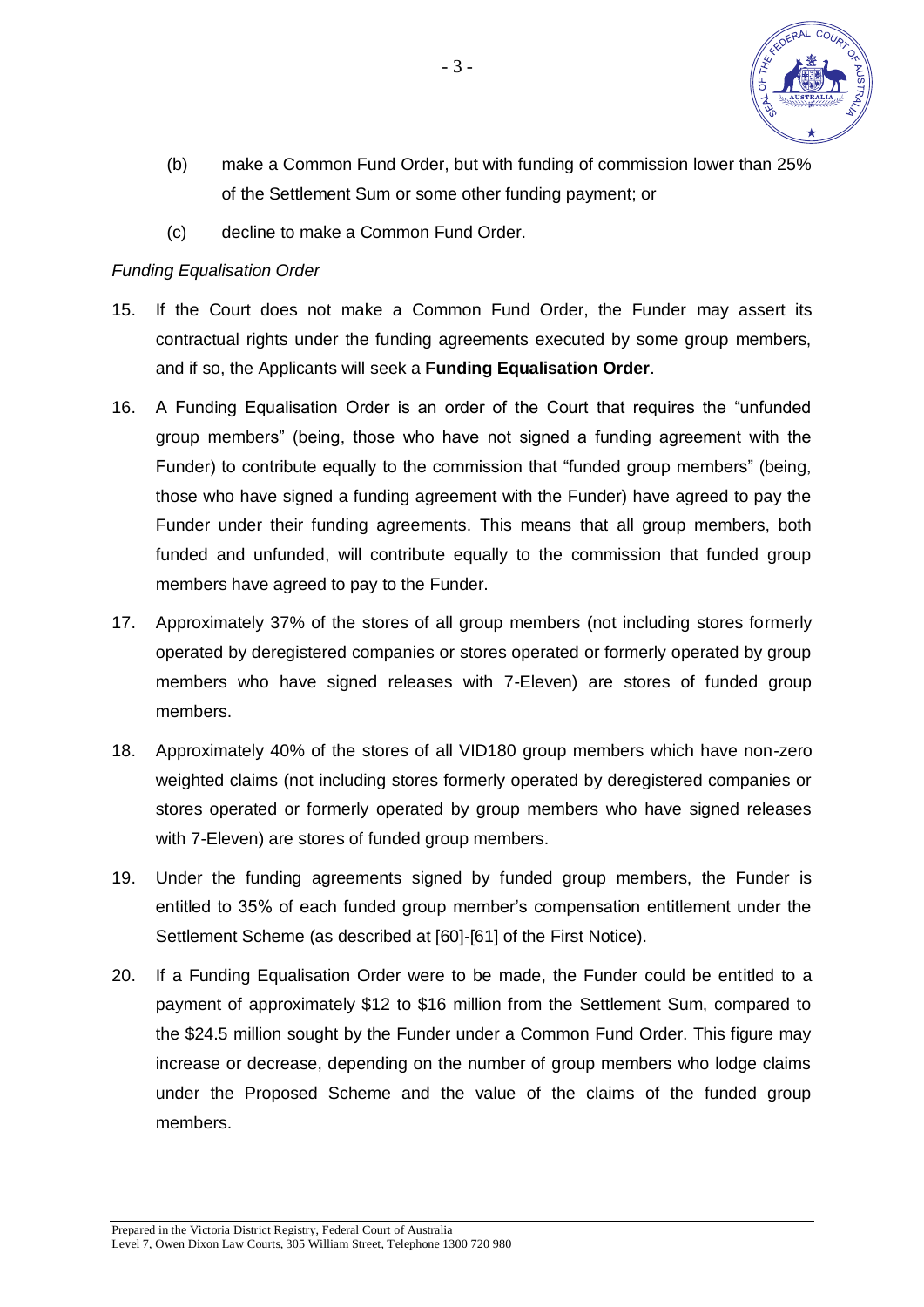(b) make a Common Fund Order, but with funding of commission lower than 25% of the Settlement Sum or some other funding payment; or

(c) decline to make a Common Fund Order.

*Funding Equalisation Order*

15. If the Court does not make a Common Fund Order, the Funder may assert its contractual rights under the funding agreements executed by some group members, and if so, the Applicants will seek a **Funding Equalisation Order**.

16. A Funding Equalisation Order is an order of the Court that requires the "unfunded group members" (being, those who have not signed a funding agreement with the Funder) to contribute equally to the commission that "funded group members" (being, those who have signed a funding agreement with the Funder) have agreed to pay the Funder under their funding agreements. This means that all group members, both funded and unfunded, will contribute equally to the commission that funded group members have agreed to pay to the Funder.

17. Approximately 37% of the stores of all group members (not including stores formerly operated by deregistered companies or stores operated or formerly operated by group members who have signed releases with 7-Eleven) are stores of funded group members.

18. Approximately 40% of the stores of all VID180 group members which have non-zero weighted claims (not including stores formerly operated by deregistered companies or stores operated or formerly operated by group members who have signed releases with 7-Eleven) are stores of funded group members.

19. Under the funding agreements signed by funded group members, the Funder is entitled to 35% of each funded group member's compensation entitlement under the Settlement Scheme (as described at [60]-[61] of the First Notice).

20. If a Funding Equalisation Order were to be made, the Funder could be entitled to a payment of approximately $12 to $16 million from the Settlement Sum, compared to the $24.5 million sought by the Funder under a Common Fund Order. This figure may increase or decrease, depending on the number of group members who lodge claims under the Proposed Scheme and the value of the claims of the funded group members.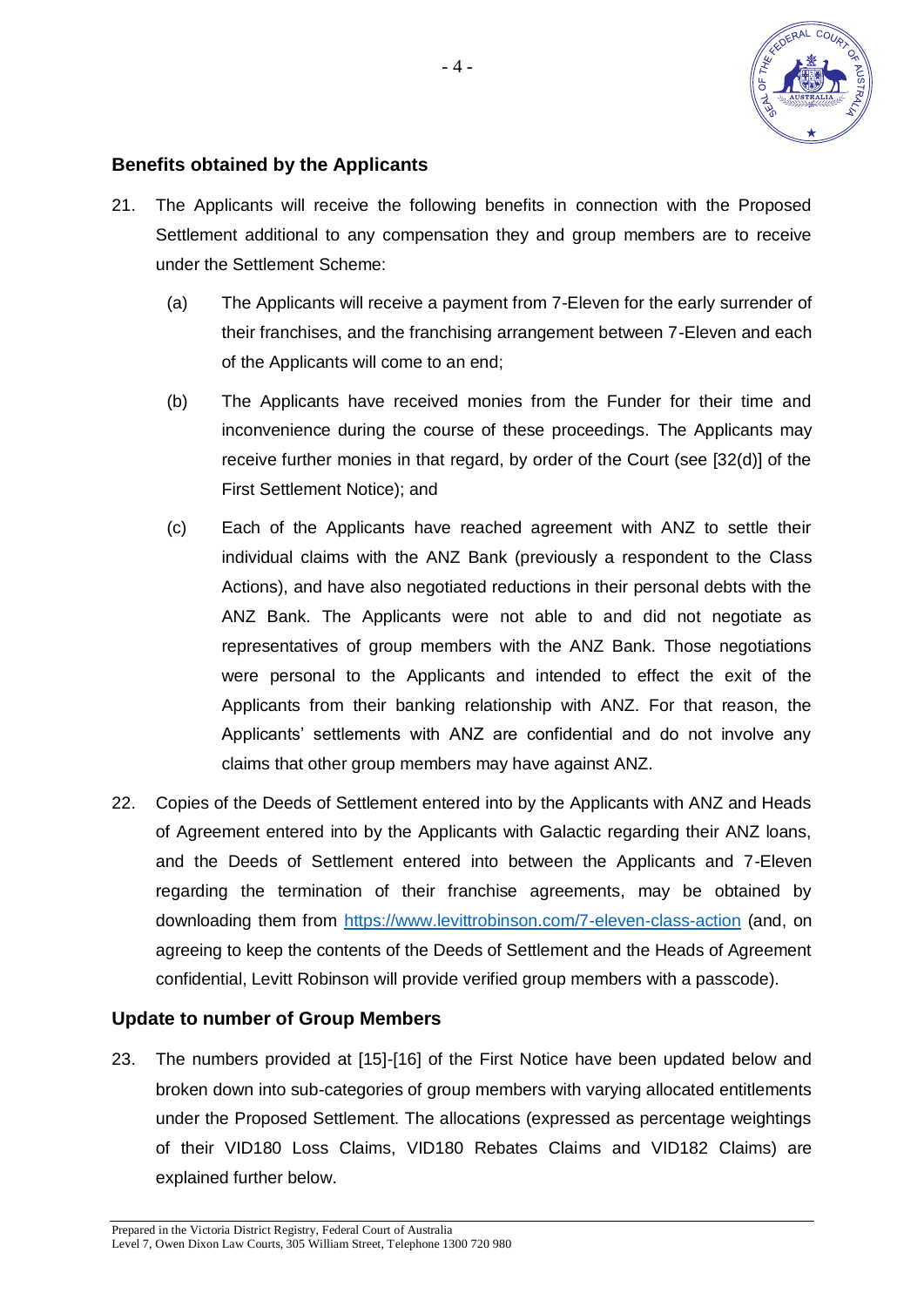## Benefits obtained by the Applicants

21. The Applicants will receive the following benefits in connection with the Proposed Settlement additional to any compensation they and group members are to receive under the Settlement Scheme:

    (a) The Applicants will receive a payment from 7-Eleven for the early surrender of their franchises, and the franchising arrangement between 7-Eleven and each of the Applicants will come to an end;

    (b) The Applicants have received monies from the Funder for their time and inconvenience during the course of these proceedings. The Applicants may receive further monies in that regard, by order of the Court (see [32(d)] of the First Settlement Notice); and

    (c) Each of the Applicants have reached agreement with ANZ to settle their individual claims with the ANZ Bank (previously a respondent to the Class Actions), and have also negotiated reductions in their personal debts with the ANZ Bank. The Applicants were not able to and did not negotiate as representatives of group members with the ANZ Bank. Those negotiations were personal to the Applicants and intended to effect the exit of the Applicants from their banking relationship with ANZ. For that reason, the Applicants' settlements with ANZ are confidential and do not involve any claims that other group members may have against ANZ.

22. Copies of the Deeds of Settlement entered into by the Applicants with ANZ and Heads of Agreement entered into by the Applicants with Galactic regarding their ANZ loans, and the Deeds of Settlement entered into between the Applicants and 7-Eleven regarding the termination of their franchise agreements, may be obtained by downloading them from https://www.levittrobinson.com/7-eleven-class-action (and, on agreeing to keep the contents of the Deeds of Settlement and the Heads of Agreement confidential, Levitt Robinson will provide verified group members with a passcode).

## Update to number of Group Members

23. The numbers provided at [15]-[16] of the First Notice have been updated below and broken down into sub-categories of group members with varying allocated entitlements under the Proposed Settlement. The allocations (expressed as percentage weightings of their VID180 Loss Claims, VID180 Rebates Claims and VID182 Claims) are explained further below.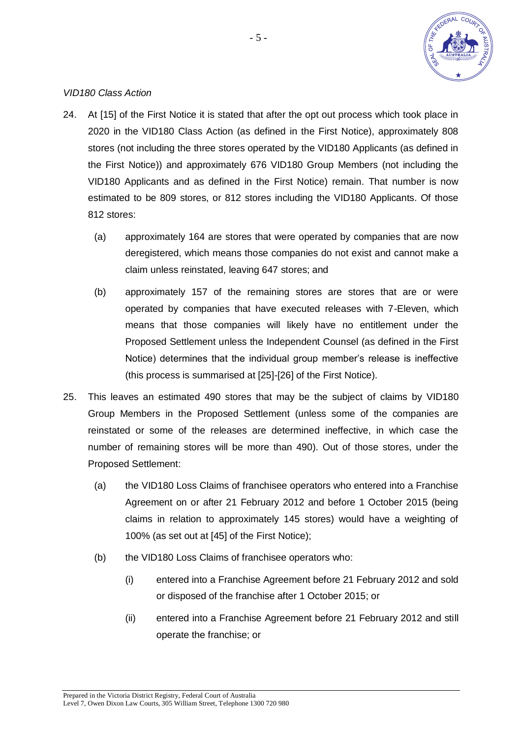*VID180 Class Action*

24. At [15] of the First Notice it is stated that after the opt out process which took place in 2020 in the VID180 Class Action (as defined in the First Notice), approximately 808 stores (not including the three stores operated by the VID180 Applicants (as defined in the First Notice)) and approximately 676 VID180 Group Members (not including the VID180 Applicants and as defined in the First Notice) remain. That number is now estimated to be 809 stores, or 812 stores including the VID180 Applicants. Of those 812 stores:

    (a) approximately 164 are stores that were operated by companies that are now deregistered, which means those companies do not exist and cannot make a claim unless reinstated, leaving 647 stores; and

    (b) approximately 157 of the remaining stores are stores that are or were operated by companies that have executed releases with 7-Eleven, which means that those companies will likely have no entitlement under the Proposed Settlement unless the Independent Counsel (as defined in the First Notice) determines that the individual group member's release is ineffective (this process is summarised at [25]-[26] of the First Notice).

25. This leaves an estimated 490 stores that may be the subject of claims by VID180 Group Members in the Proposed Settlement (unless some of the companies are reinstated or some of the releases are determined ineffective, in which case the number of remaining stores will be more than 490). Out of those stores, under the Proposed Settlement:

    (a) the VID180 Loss Claims of franchisee operators who entered into a Franchise Agreement on or after 21 February 2012 and before 1 October 2015 (being claims in relation to approximately 145 stores) would have a weighting of 100% (as set out at [45] of the First Notice);

    (b) the VID180 Loss Claims of franchisee operators who:

        (i) entered into a Franchise Agreement before 21 February 2012 and sold or disposed of the franchise after 1 October 2015; or

        (ii) entered into a Franchise Agreement before 21 February 2012 and still operate the franchise; or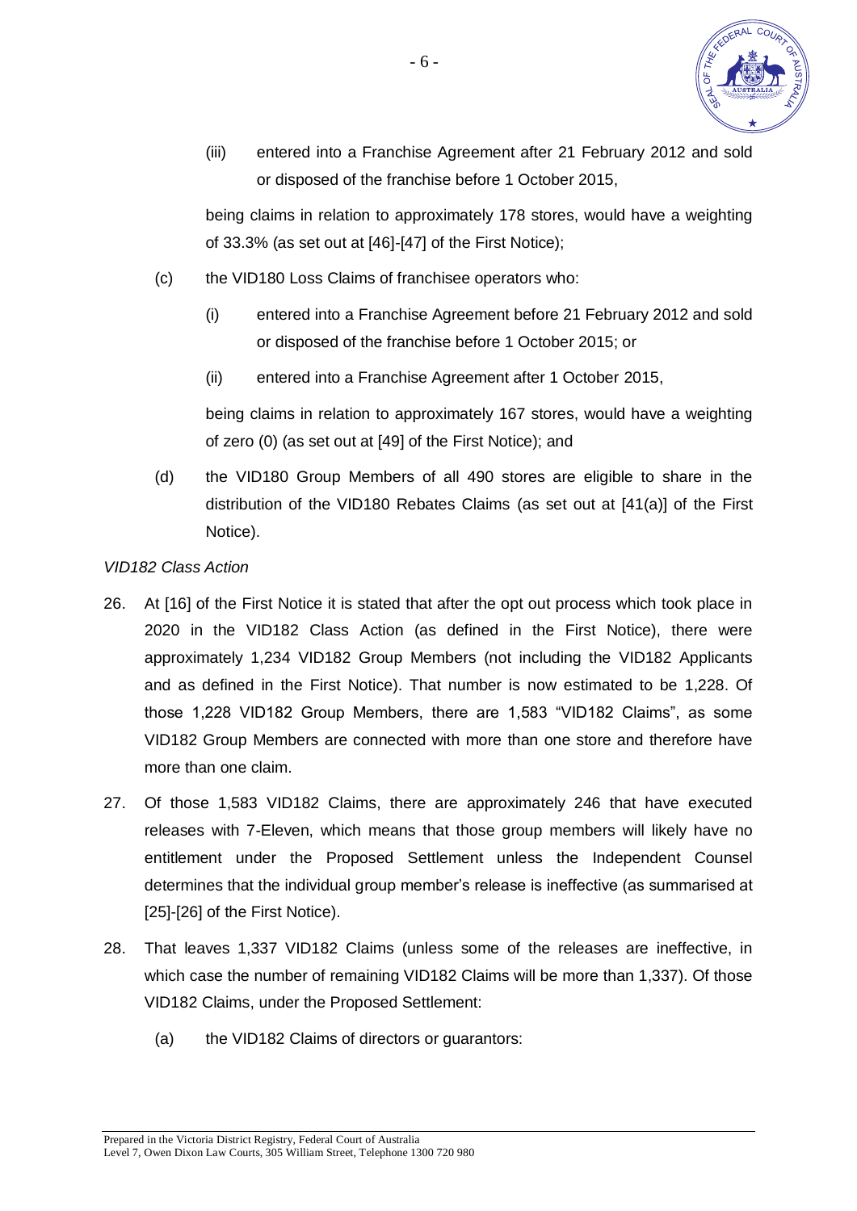(iii) entered into a Franchise Agreement after 21 February 2012 and sold or disposed of the franchise before 1 October 2015,

being claims in relation to approximately 178 stores, would have a weighting of 33.3% (as set out at [46]-[47] of the First Notice);

(c) the VID180 Loss Claims of franchisee operators who:

(i) entered into a Franchise Agreement before 21 February 2012 and sold or disposed of the franchise before 1 October 2015; or

(ii) entered into a Franchise Agreement after 1 October 2015,

being claims in relation to approximately 167 stores, would have a weighting of zero (0) (as set out at [49] of the First Notice); and

(d) the VID180 Group Members of all 490 stores are eligible to share in the distribution of the VID180 Rebates Claims (as set out at [41(a)] of the First Notice).

*VID182 Class Action*

26. At [16] of the First Notice it is stated that after the opt out process which took place in 2020 in the VID182 Class Action (as defined in the First Notice), there were approximately 1,234 VID182 Group Members (not including the VID182 Applicants and as defined in the First Notice). That number is now estimated to be 1,228. Of those 1,228 VID182 Group Members, there are 1,583 "VID182 Claims", as some VID182 Group Members are connected with more than one store and therefore have more than one claim.

27. Of those 1,583 VID182 Claims, there are approximately 246 that have executed releases with 7-Eleven, which means that those group members will likely have no entitlement under the Proposed Settlement unless the Independent Counsel determines that the individual group member's release is ineffective (as summarised at [25]-[26] of the First Notice).

28. That leaves 1,337 VID182 Claims (unless some of the releases are ineffective, in which case the number of remaining VID182 Claims will be more than 1,337). Of those VID182 Claims, under the Proposed Settlement:

(a) the VID182 Claims of directors or guarantors: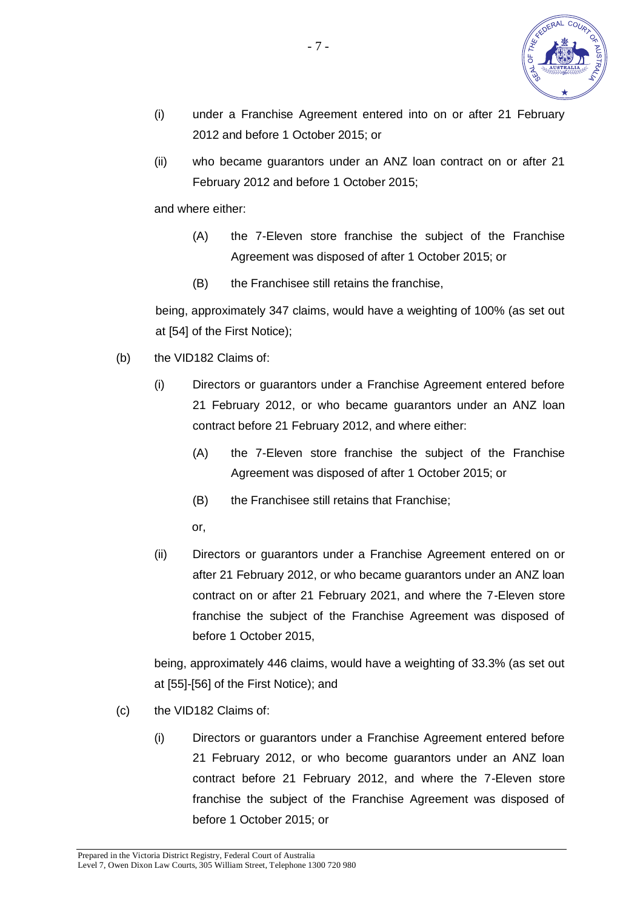(i) under a Franchise Agreement entered into on or after 21 February 2012 and before 1 October 2015; or

(ii) who became guarantors under an ANZ loan contract on or after 21 February 2012 and before 1 October 2015;

and where either:

(A) the 7-Eleven store franchise the subject of the Franchise Agreement was disposed of after 1 October 2015; or

(B) the Franchisee still retains the franchise,

being, approximately 347 claims, would have a weighting of 100% (as set out at [54] of the First Notice);

(b) the VID182 Claims of:

(i) Directors or guarantors under a Franchise Agreement entered before 21 February 2012, or who became guarantors under an ANZ loan contract before 21 February 2012, and where either:

(A) the 7-Eleven store franchise the subject of the Franchise Agreement was disposed of after 1 October 2015; or

(B) the Franchisee still retains that Franchise;

or,

(ii) Directors or guarantors under a Franchise Agreement entered on or after 21 February 2012, or who became guarantors under an ANZ loan contract on or after 21 February 2021, and where the 7-Eleven store franchise the subject of the Franchise Agreement was disposed of before 1 October 2015,

being, approximately 446 claims, would have a weighting of 33.3% (as set out at [55]-[56] of the First Notice); and

(c) the VID182 Claims of:

(i) Directors or guarantors under a Franchise Agreement entered before 21 February 2012, or who become guarantors under an ANZ loan contract before 21 February 2012, and where the 7-Eleven store franchise the subject of the Franchise Agreement was disposed of before 1 October 2015; or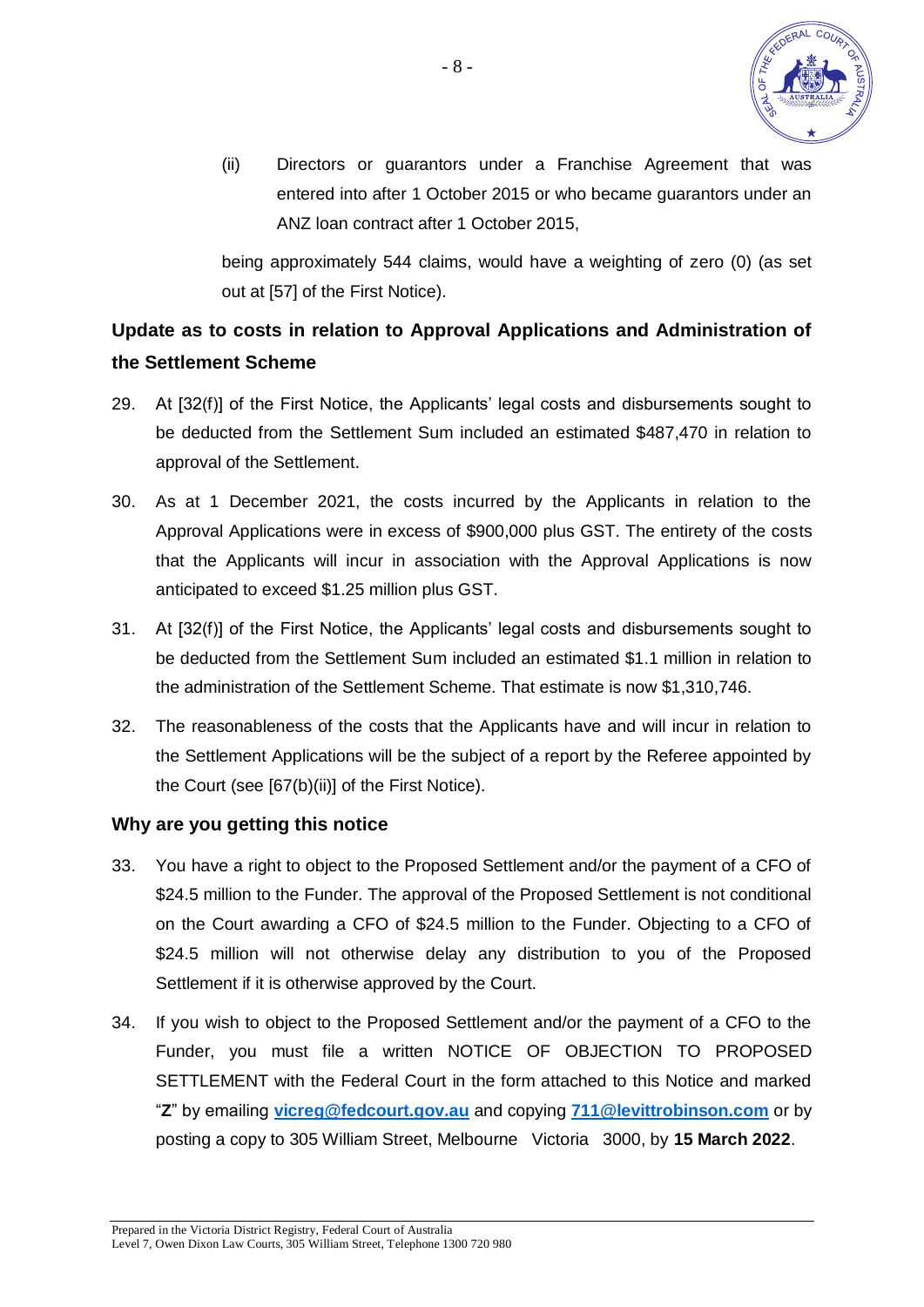(ii) Directors or guarantors under a Franchise Agreement that was entered into after 1 October 2015 or who became guarantors under an ANZ loan contract after 1 October 2015,

being approximately 544 claims, would have a weighting of zero (0) (as set out at [57] of the First Notice).

## Update as to costs in relation to Approval Applications and Administration of the Settlement Scheme

29. At [32(f)] of the First Notice, the Applicants' legal costs and disbursements sought to be deducted from the Settlement Sum included an estimated $487,470 in relation to approval of the Settlement.

30. As at 1 December 2021, the costs incurred by the Applicants in relation to the Approval Applications were in excess of $900,000 plus GST. The entirety of the costs that the Applicants will incur in association with the Approval Applications is now anticipated to exceed $1.25 million plus GST.

31. At [32(f)] of the First Notice, the Applicants' legal costs and disbursements sought to be deducted from the Settlement Sum included an estimated $1.1 million in relation to the administration of the Settlement Scheme. That estimate is now $1,310,746.

32. The reasonableness of the costs that the Applicants have and will incur in relation to the Settlement Applications will be the subject of a report by the Referee appointed by the Court (see [67(b)(ii)] of the First Notice).

## Why are you getting this notice

33. You have a right to object to the Proposed Settlement and/or the payment of a CFO of $24.5 million to the Funder. The approval of the Proposed Settlement is not conditional on the Court awarding a CFO of $24.5 million to the Funder. Objecting to a CFO of $24.5 million will not otherwise delay any distribution to you of the Proposed Settlement if it is otherwise approved by the Court.

34. If you wish to object to the Proposed Settlement and/or the payment of a CFO to the Funder, you must file a written NOTICE OF OBJECTION TO PROPOSED SETTLEMENT with the Federal Court in the form attached to this Notice and marked "**Z**" by emailing **vicreg@fedcourt.gov.au** and copying **711@levittrobinson.com** or by posting a copy to 305 William Street, Melbourne Victoria 3000, by **15 March 2022**.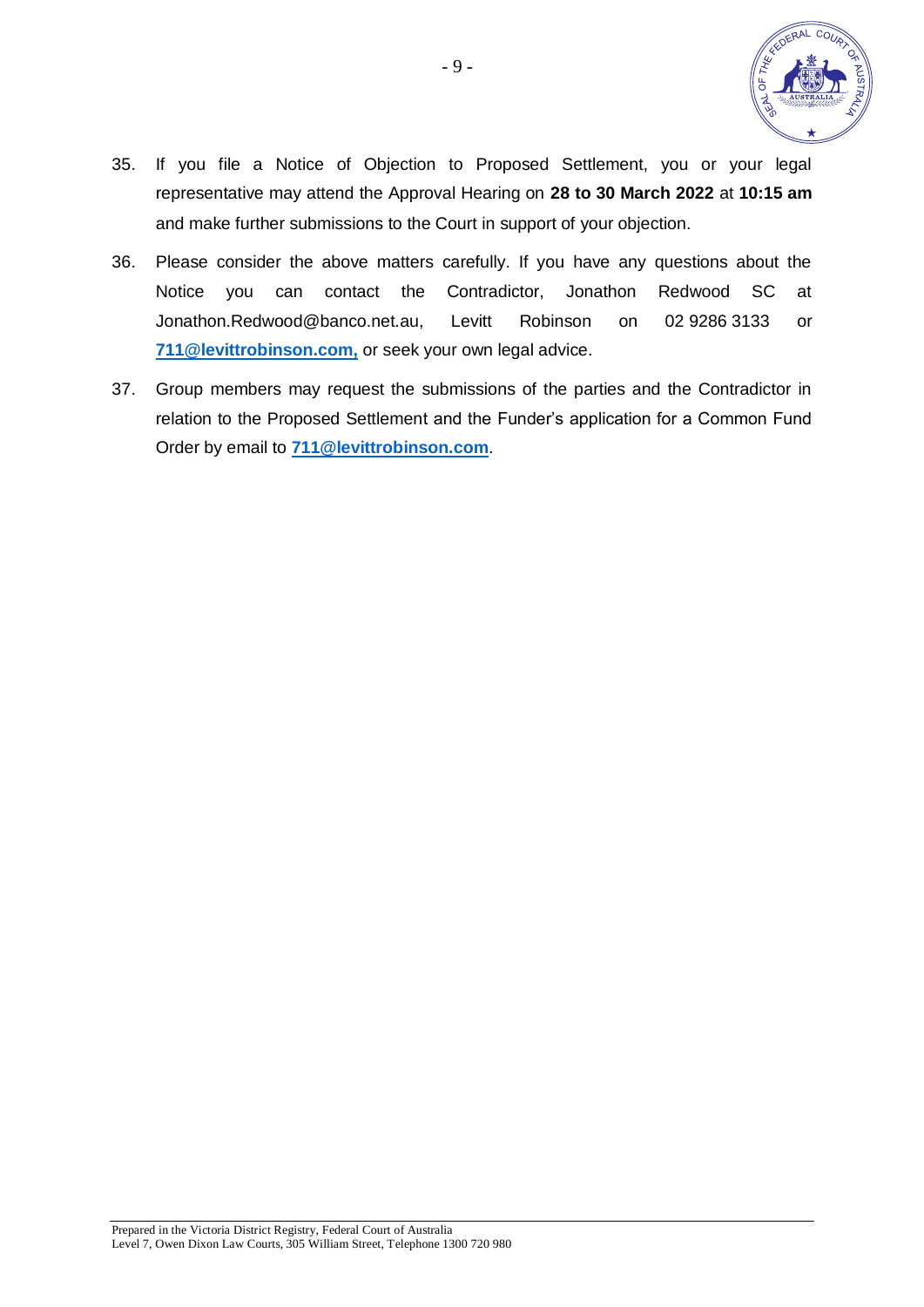35. If you file a Notice of Objection to Proposed Settlement, you or your legal representative may attend the Approval Hearing on **28 to 30 March 2022** at **10:15 am** and make further submissions to the Court in support of your objection.

36. Please consider the above matters carefully. If you have any questions about the Notice you can contact the Contradictor, Jonathon Redwood SC at Jonathon.Redwood@banco.net.au, Levitt Robinson on 02 9286 3133 or **711@levittrobinson.com,** or seek your own legal advice.

37. Group members may request the submissions of the parties and the Contradictor in relation to the Proposed Settlement and the Funder's application for a Common Fund Order by email to **711@levittrobinson.com**.

Prepared in the Victoria District Registry, Federal Court of Australia
Level 7, Owen Dixon Law Courts, 305 William Street, Telephone 1300 720 980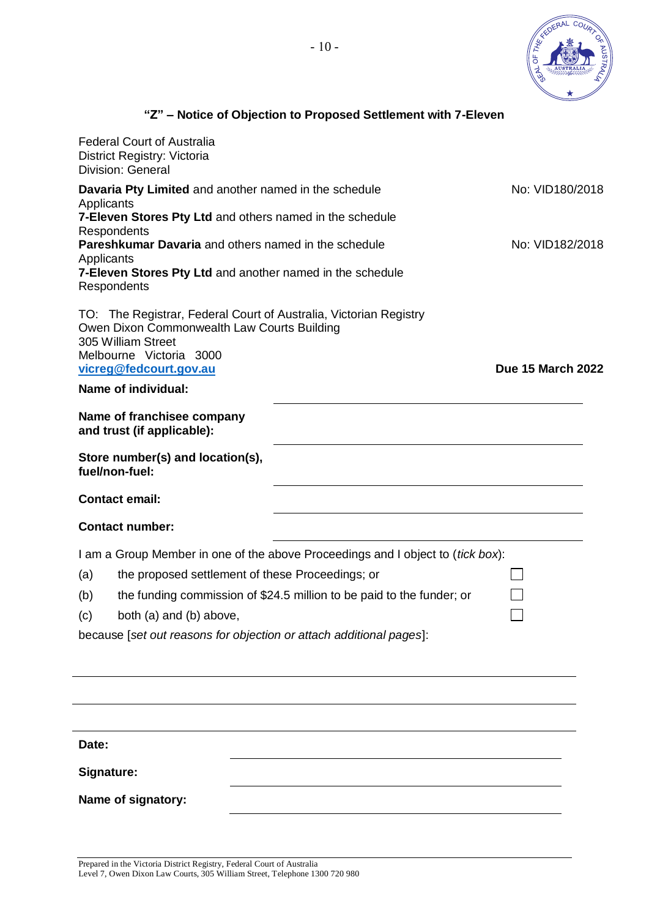## "Z" – Notice of Objection to Proposed Settlement with 7-Eleven

Federal Court of Australia
District Registry: Victoria
Division: General

**Davaria Pty Limited** and another named in the schedule — No: VID180/2018
Applicants
**7-Eleven Stores Pty Ltd** and others named in the schedule
Respondents

**Pareshkumar Davaria** and others named in the schedule — No: VID182/2018
Applicants
**7-Eleven Stores Pty Ltd** and another named in the schedule
Respondents

TO: The Registrar, Federal Court of Australia, Victorian Registry
Owen Dixon Commonwealth Law Courts Building
305 William Street
Melbourne Victoria 3000
[vicreg@fedcourt.gov.au](mailto:vicreg@fedcourt.gov.au)

**Due 15 March 2022**

**Name of individual:** ______________________________

**Name of franchisee company and trust (if applicable):** ______________________________

**Store number(s) and location(s), fuel/non-fuel:** ______________________________

**Contact email:** ______________________________

**Contact number:** ______________________________

I am a Group Member in one of the above Proceedings and I object to (*tick box*):

(a) the proposed settlement of these Proceedings; or ☐

(b) the funding commission of $24.5 million to be paid to the funder; or ☐

(c) both (a) and (b) above, ☐

because [*set out reasons for objection or attach additional pages*]:

______________________________

______________________________

______________________________

**Date:** ______________________________

**Signature:** ______________________________

**Name of signatory:** ______________________________

Prepared in the Victoria District Registry, Federal Court of Australia
Level 7, Owen Dixon Law Courts, 305 William Street, Telephone 1300 720 980